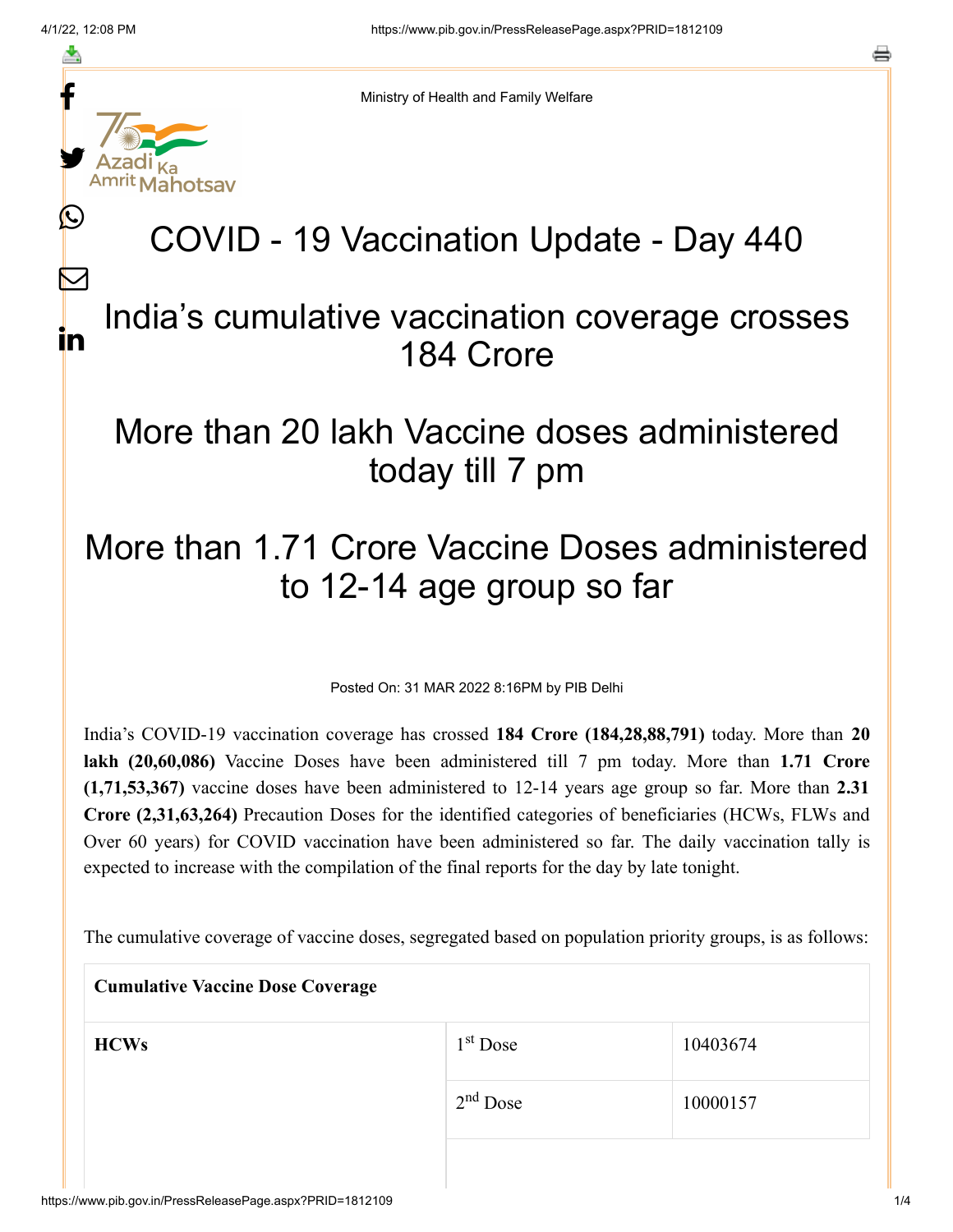Ministry of Health and Family Welfare

# COVID - 19 Vaccination Update - Day 440

## India's cumulative vaccination coverage crosses 184 Crore

## More than 20 lakh Vaccine doses administered today till 7 pm

## More than 1.71 Crore Vaccine Doses administered to 12-14 age group so far

Posted On: 31 MAR 2022 8:16PM by PIB Delhi

India's COVID-19 vaccination coverage has crossed **184 Crore (184,28,88,791)** today. More than **20 lakh (20,60,086)** Vaccine Doses have been administered till 7 pm today. More than **1.71 Crore (1,71,53,367)** vaccine doses have been administered to 12-14 years age group so far. More than **2.31 Crore (2,31,63,264)** Precaution Doses for the identified categories of beneficiaries (HCWs, FLWs and Over 60 years) for COVID vaccination have been administered so far. The daily vaccination tally is expected to increase with the compilation of the final reports for the day by late tonight.

The cumulative coverage of vaccine doses, segregated based on population priority groups, is as follows:

| **Cumulative Vaccine Dose Coverage** | | |
|---|---|---|
| **HCWs** | 1st Dose | 10403674 |
| | 2nd Dose | 10000157 |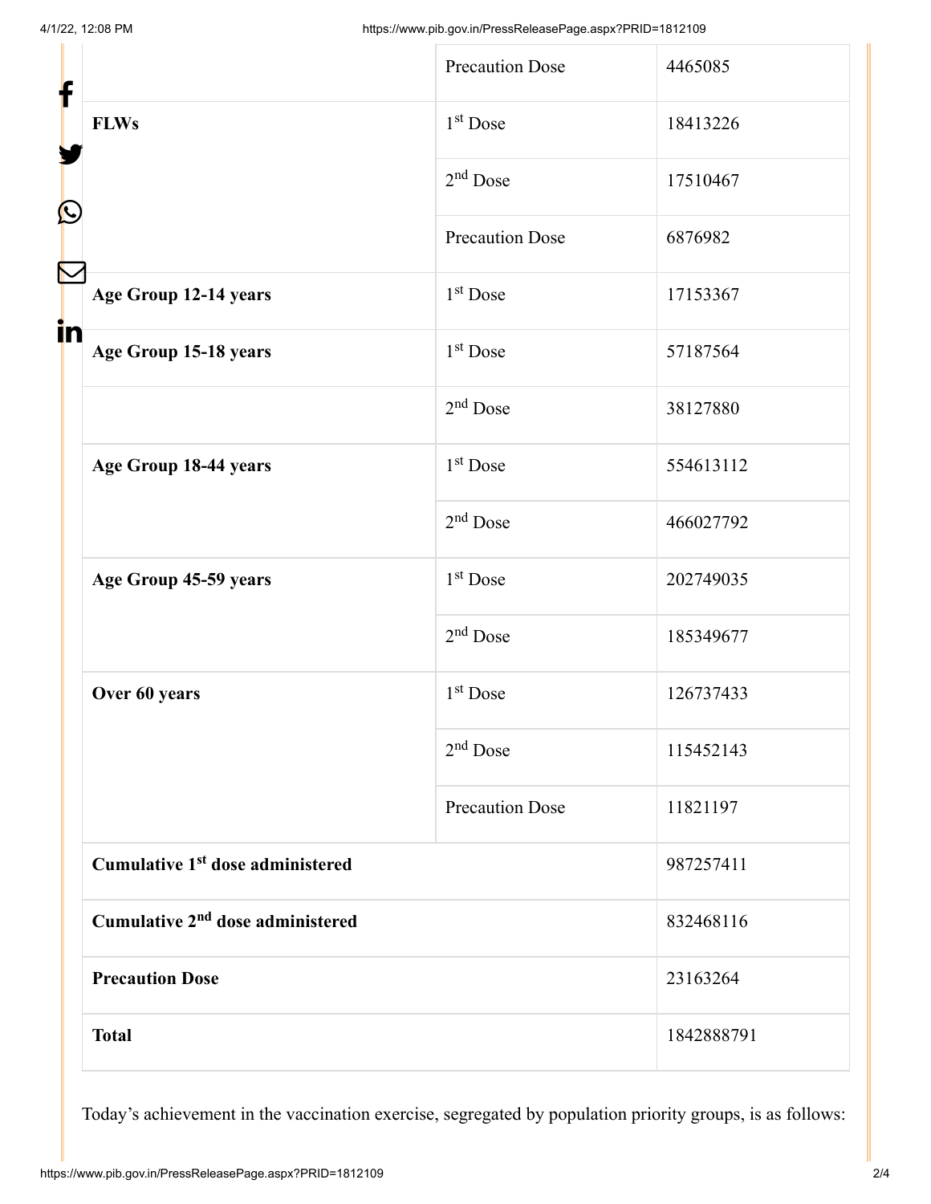|  | Precaution Dose | 4465085 |
| --- | --- | --- |
| **FLWs** | 1st Dose | 18413226 |
|  | 2nd Dose | 17510467 |
|  | Precaution Dose | 6876982 |
| **Age Group 12-14 years** | 1st Dose | 17153367 |
| **Age Group 15-18 years** | 1st Dose | 57187564 |
|  | 2nd Dose | 38127880 |
| **Age Group 18-44 years** | 1st Dose | 554613112 |
|  | 2nd Dose | 466027792 |
| **Age Group 45-59 years** | 1st Dose | 202749035 |
|  | 2nd Dose | 185349677 |
| **Over 60 years** | 1st Dose | 126737433 |
|  | 2nd Dose | 115452143 |
|  | Precaution Dose | 11821197 |
| **Cumulative 1st dose administered** |  | 987257411 |
| **Cumulative 2nd dose administered** |  | 832468116 |
| **Precaution Dose** |  | 23163264 |
| **Total** |  | 1842888791 |

Today's achievement in the vaccination exercise, segregated by population priority groups, is as follows: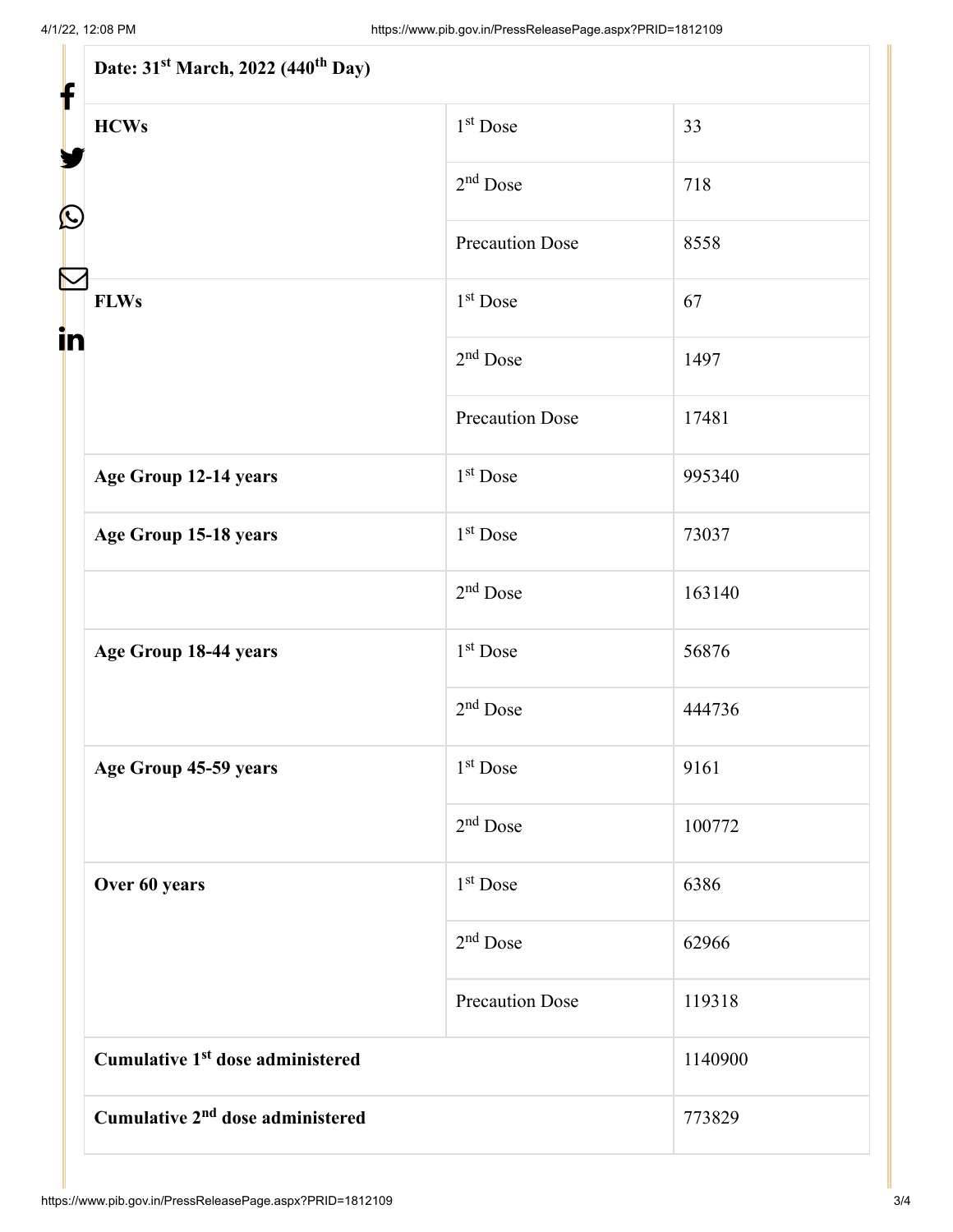| Date: 31st March, 2022 (440th Day) | | |
|---|---|---|
| **HCWs** | 1st Dose | 33 |
| | 2nd Dose | 718 |
| | Precaution Dose | 8558 |
| **FLWs** | 1st Dose | 67 |
| | 2nd Dose | 1497 |
| | Precaution Dose | 17481 |
| **Age Group 12-14 years** | 1st Dose | 995340 |
| **Age Group 15-18 years** | 1st Dose | 73037 |
| | 2nd Dose | 163140 |
| **Age Group 18-44 years** | 1st Dose | 56876 |
| | 2nd Dose | 444736 |
| **Age Group 45-59 years** | 1st Dose | 9161 |
| | 2nd Dose | 100772 |
| **Over 60 years** | 1st Dose | 6386 |
| | 2nd Dose | 62966 |
| | Precaution Dose | 119318 |
| **Cumulative 1st dose administered** | | 1140900 |
| **Cumulative 2nd dose administered** | | 773829 |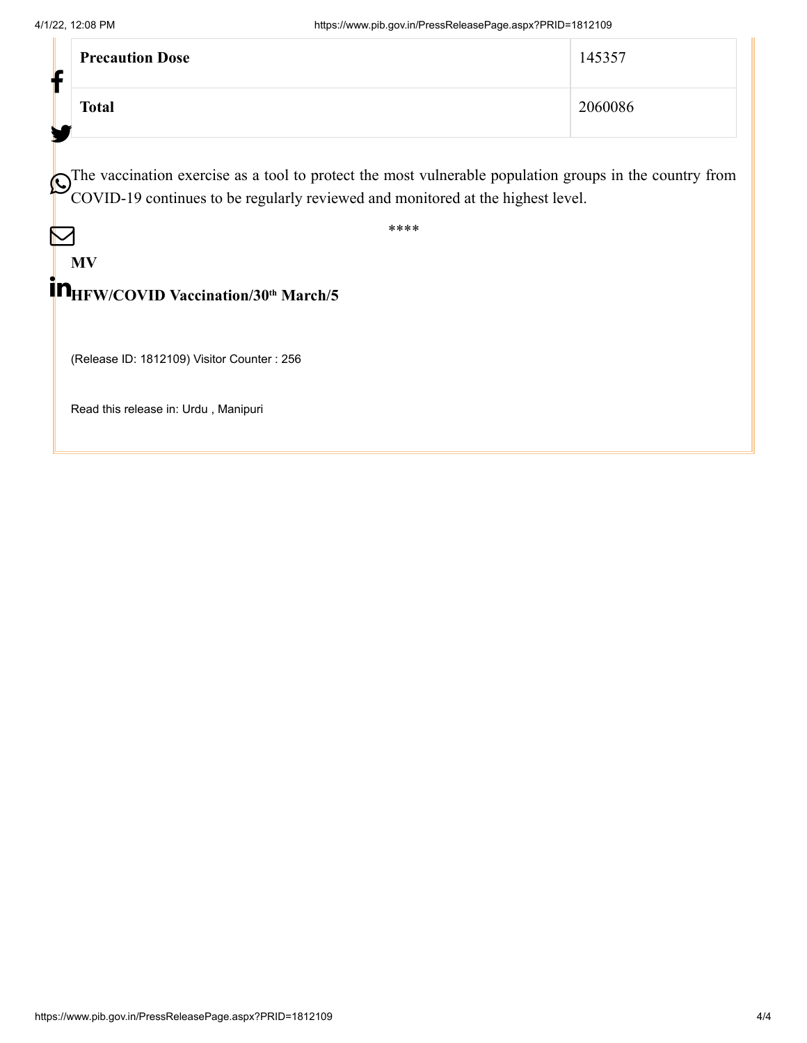| | |
|---|---|
| **Precaution Dose** | 145357 |
| **Total** | 2060086 |

The vaccination exercise as a tool to protect the most vulnerable population groups in the country from COVID-19 continues to be regularly reviewed and monitored at the highest level.

****

**MV**

**HFW/COVID Vaccination/30th March/5**

(Release ID: 1812109) Visitor Counter : 256

Read this release in: Urdu , Manipuri